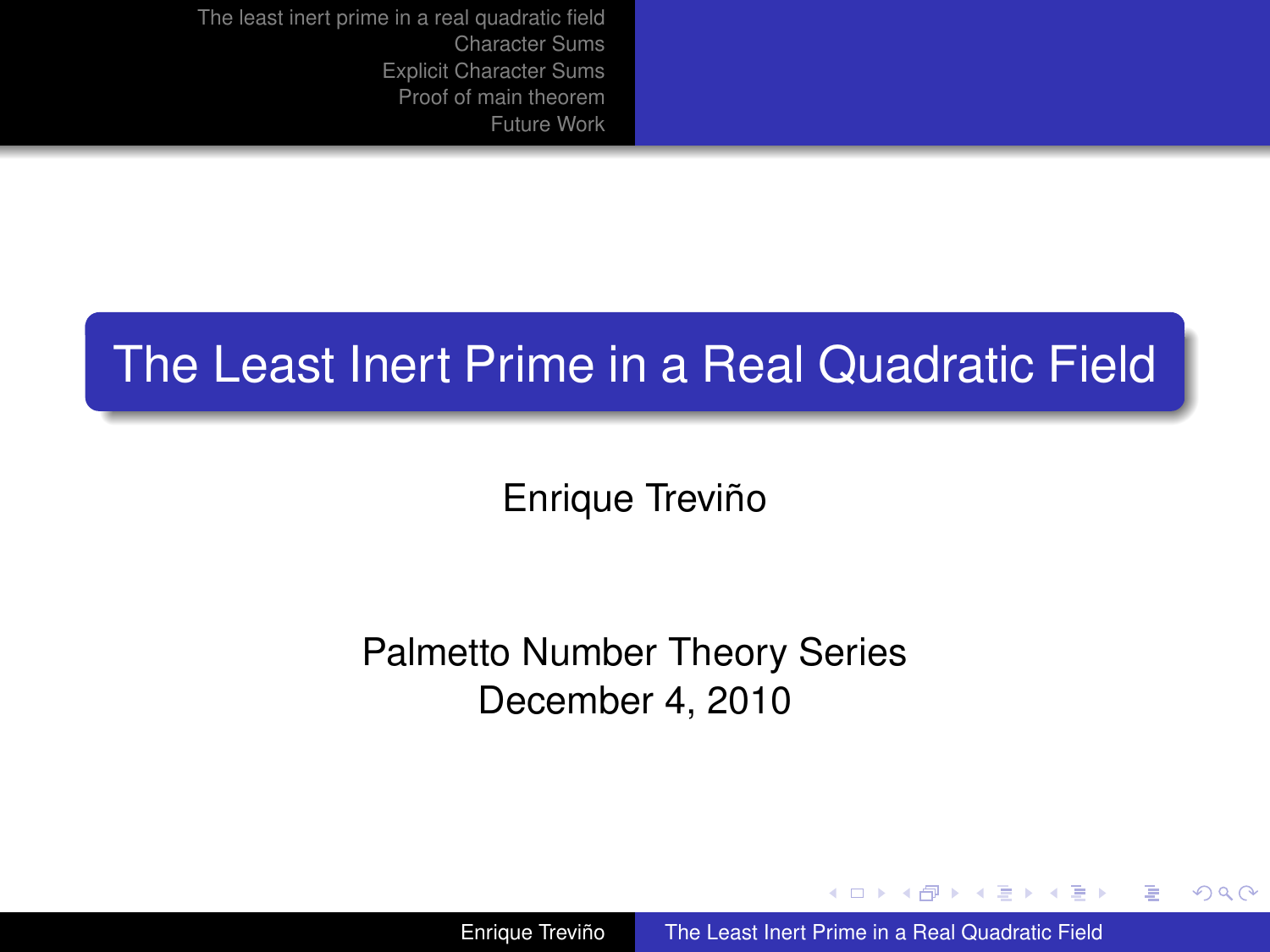# The Least Inert Prime in a Real Quadratic Field

Enrique Treviño

Palmetto Number Theory Series
December 4, 2010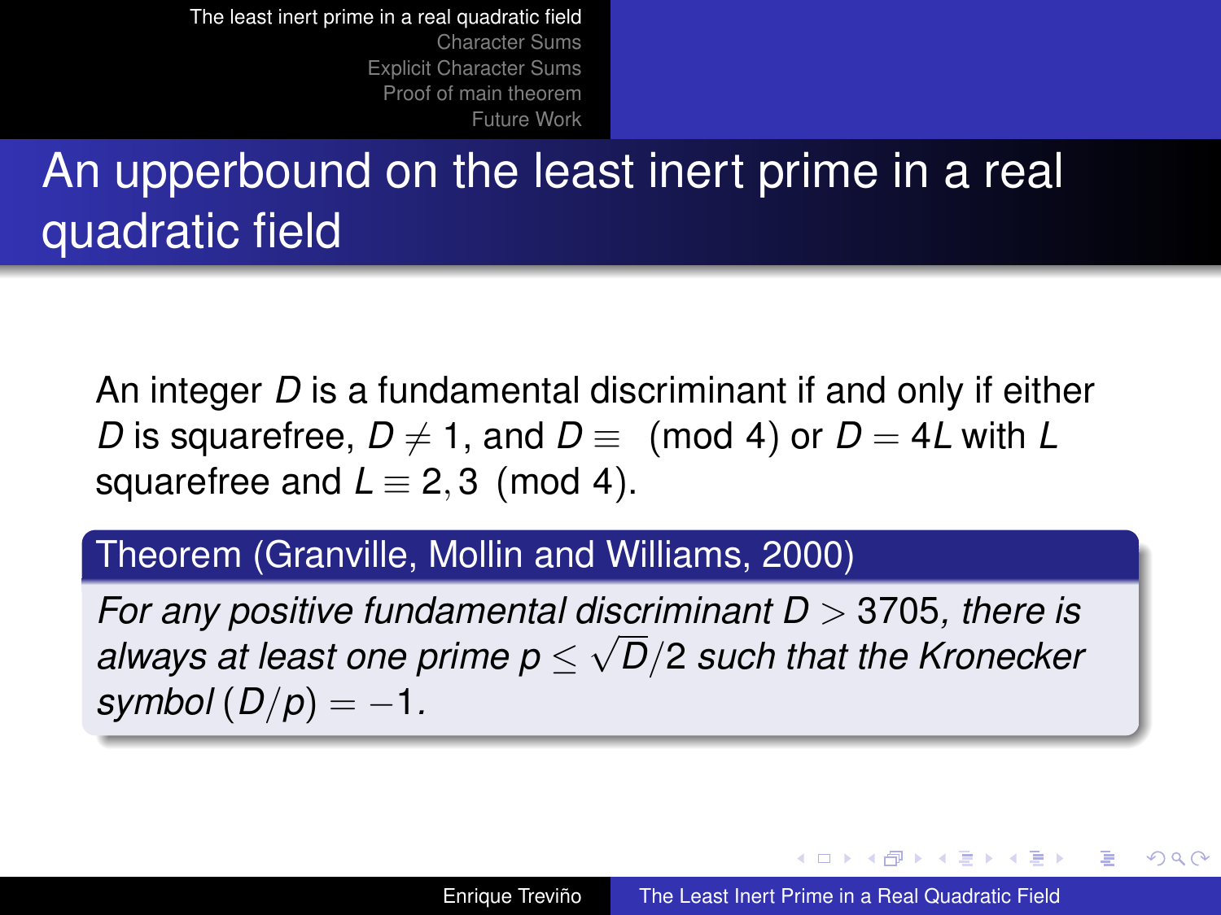# An upperbound on the least inert prime in a real quadratic field

An integer $D$ is a fundamental discriminant if and only if either $D$ is squarefree, $D \neq 1$, and $D \equiv \pmod 4$ or $D = 4L$ with $L$ squarefree and $L \equiv 2, 3 \pmod 4$.

**Theorem (Granville, Mollin and Williams, 2000)**

*For any positive fundamental discriminant $D > 3705$, there is always at least one prime $p \leq \sqrt{D}/2$ such that the Kronecker symbol $(D/p) = -1$.*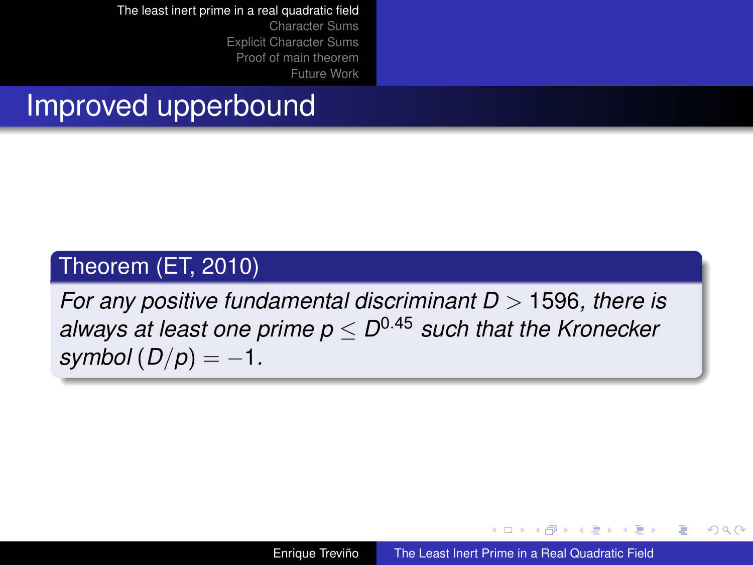## Improved upperbound

**Theorem (ET, 2010)**

*For any positive fundamental discriminant $D > 1596$, there is always at least one prime $p \leq D^{0.45}$ such that the Kronecker symbol $(D/p) = -1$.*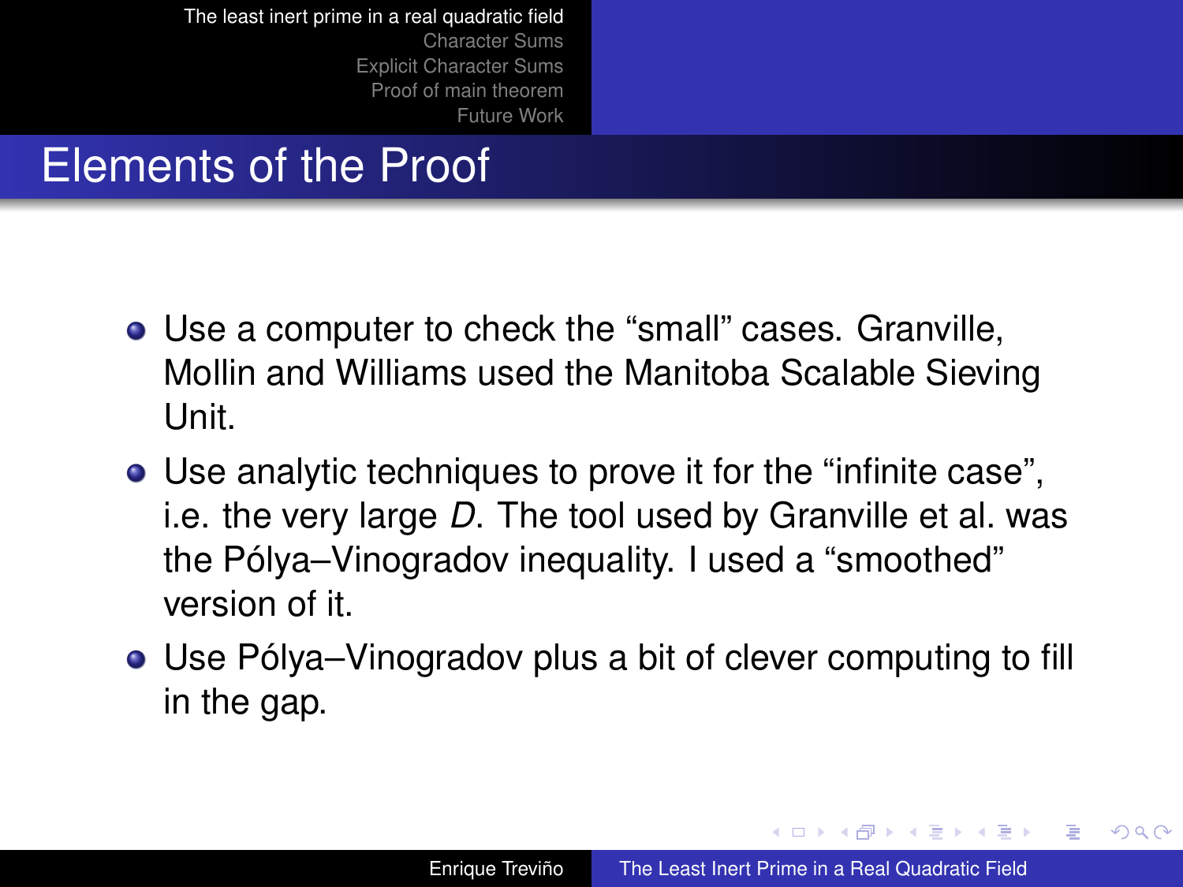# Elements of the Proof

- Use a computer to check the “small” cases. Granville, Mollin and Williams used the Manitoba Scalable Sieving Unit.
- Use analytic techniques to prove it for the “infinite case”, i.e. the very large $D$. The tool used by Granville et al. was the Pólya–Vinogradov inequality. I used a “smoothed” version of it.
- Use Pólya–Vinogradov plus a bit of clever computing to fill in the gap.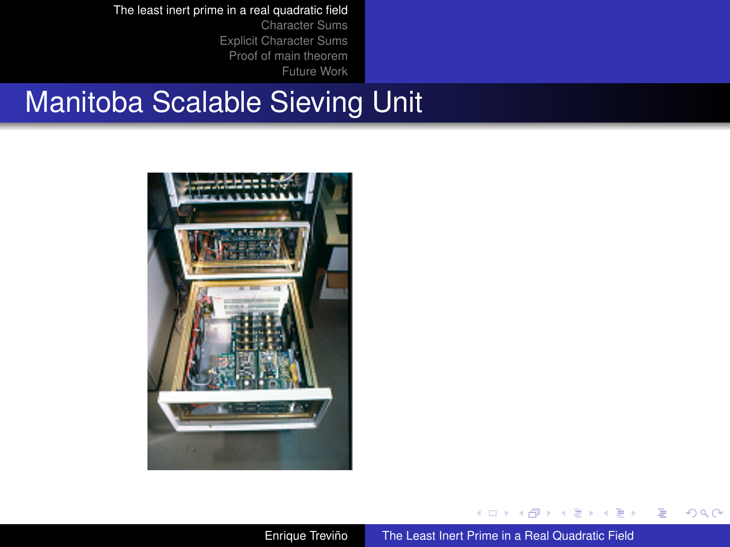# Manitoba Scalable Sieving Unit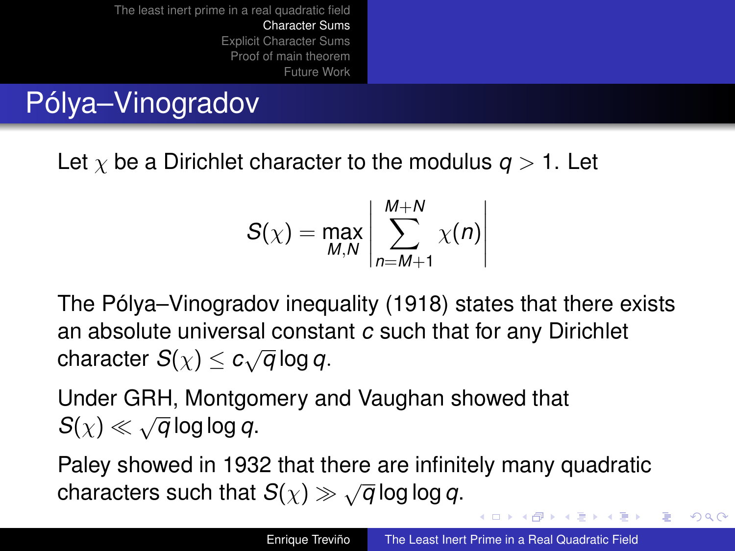# Pólya–Vinogradov

Let $\chi$ be a Dirichlet character to the modulus $q > 1$. Let

$$S(\chi) = \max_{M,N} \left| \sum_{n=M+1}^{M+N} \chi(n) \right|$$

The Pólya–Vinogradov inequality (1918) states that there exists an absolute universal constant $c$ such that for any Dirichlet character $S(\chi) \leq c\sqrt{q}\log q$.

Under GRH, Montgomery and Vaughan showed that $S(\chi) \ll \sqrt{q}\log\log q$.

Paley showed in 1932 that there are infinitely many quadratic characters such that $S(\chi) \gg \sqrt{q}\log\log q$.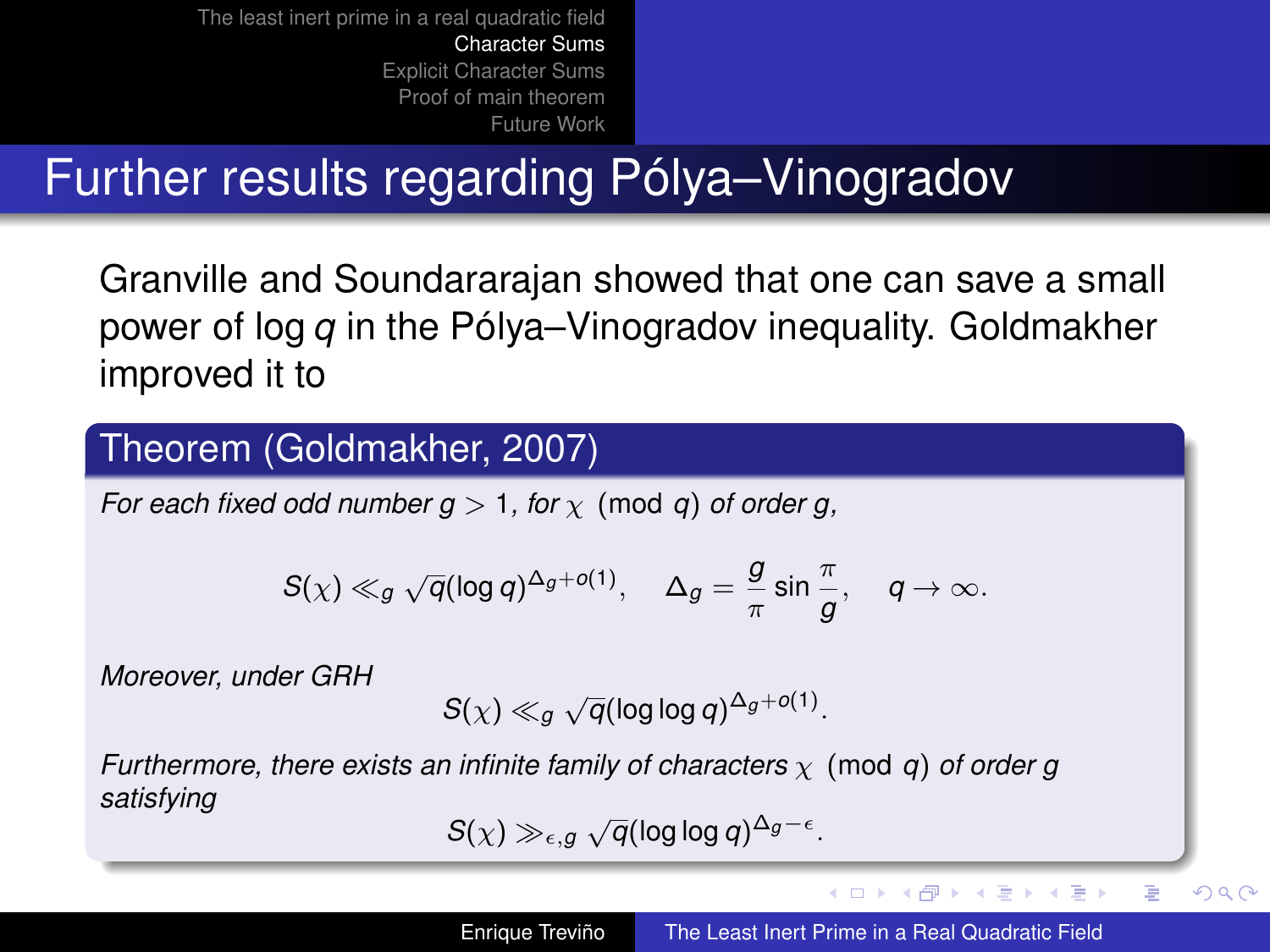# Further results regarding Pólya–Vinogradov

Granville and Soundararajan showed that one can save a small power of $\log q$ in the Pólya–Vinogradov inequality. Goldmakher improved it to

## Theorem (Goldmakher, 2007)

*For each fixed odd number $g > 1$, for $\chi \pmod q$ of order $g$,*

$$S(\chi) \ll_g \sqrt{q}(\log q)^{\Delta_g + o(1)}, \quad \Delta_g = \frac{g}{\pi} \sin \frac{\pi}{g}, \quad q \to \infty.$$

*Moreover, under GRH*

$$S(\chi) \ll_g \sqrt{q}(\log \log q)^{\Delta_g + o(1)}.$$

*Furthermore, there exists an infinite family of characters $\chi \pmod q$ of order $g$ satisfying*

$$S(\chi) \gg_{\epsilon, g} \sqrt{q}(\log \log q)^{\Delta_g - \epsilon}.$$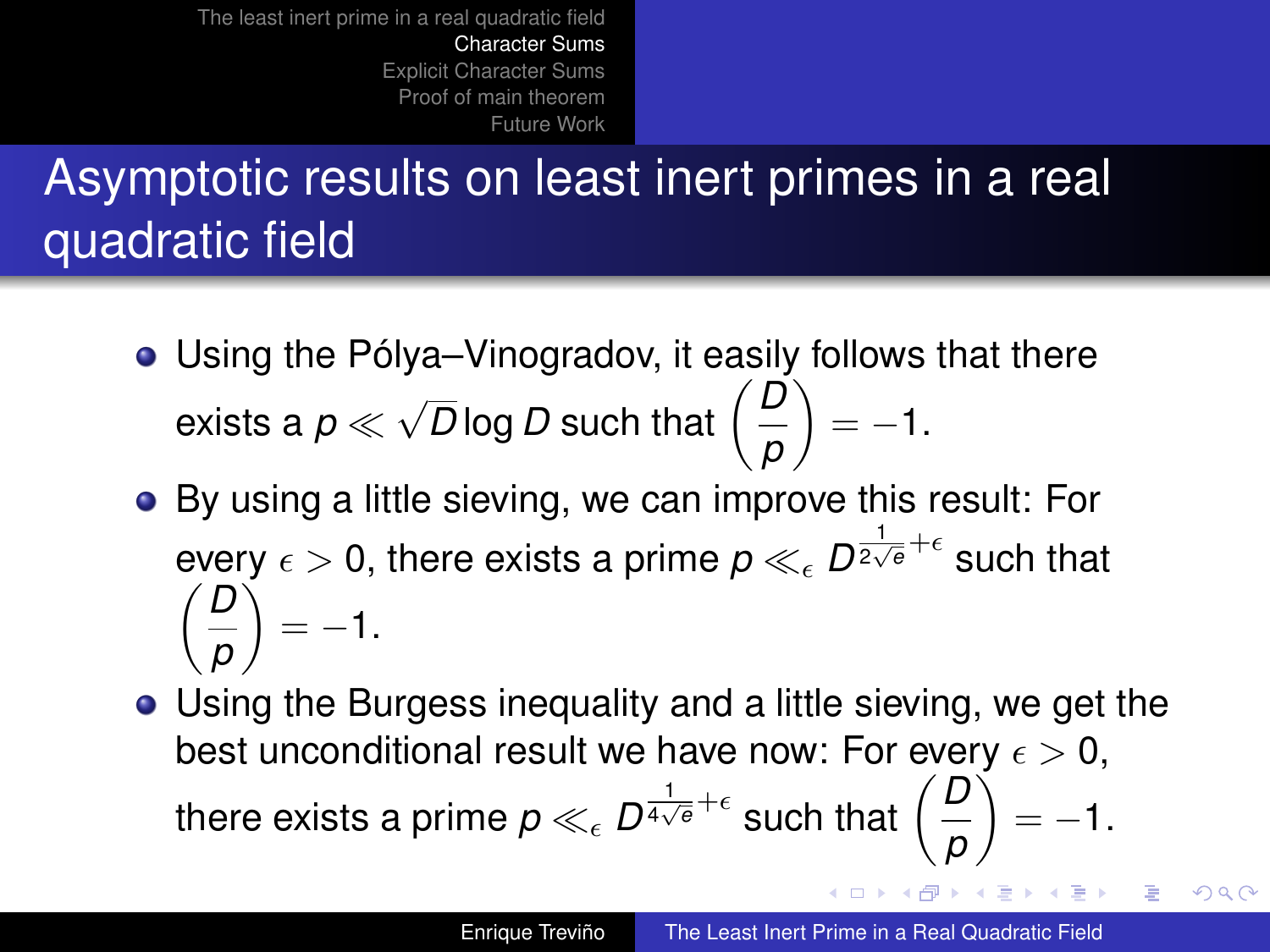# Asymptotic results on least inert primes in a real quadratic field

- Using the Pólya–Vinogradov, it easily follows that there exists a $p \ll \sqrt{D} \log D$ such that $\left(\frac{D}{p}\right) = -1$.
- By using a little sieving, we can improve this result: For every $\epsilon > 0$, there exists a prime $p \ll_\epsilon D^{\frac{1}{2\sqrt{e}}+\epsilon}$ such that $\left(\frac{D}{p}\right) = -1$.
- Using the Burgess inequality and a little sieving, we get the best unconditional result we have now: For every $\epsilon > 0$, there exists a prime $p \ll_\epsilon D^{\frac{1}{4\sqrt{e}}+\epsilon}$ such that $\left(\frac{D}{p}\right) = -1$.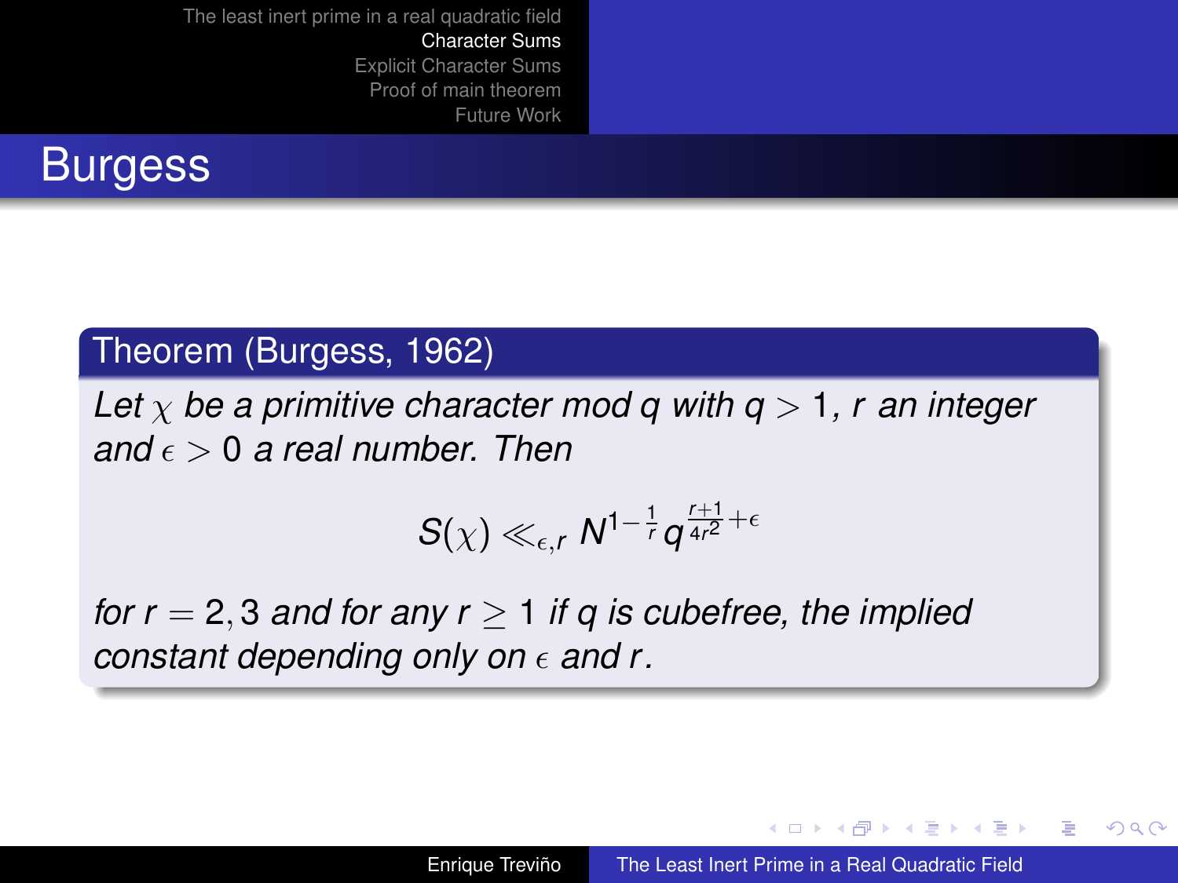# Burgess

**Theorem (Burgess, 1962)**

*Let $\chi$ be a primitive character mod $q$ with $q > 1$, $r$ an integer and $\epsilon > 0$ a real number. Then*

$$S(\chi) \ll_{\epsilon,r} N^{1-\frac{1}{r}} q^{\frac{r+1}{4r^2}+\epsilon}$$

*for $r = 2, 3$ and for any $r \geq 1$ if $q$ is cubefree, the implied constant depending only on $\epsilon$ and $r$.*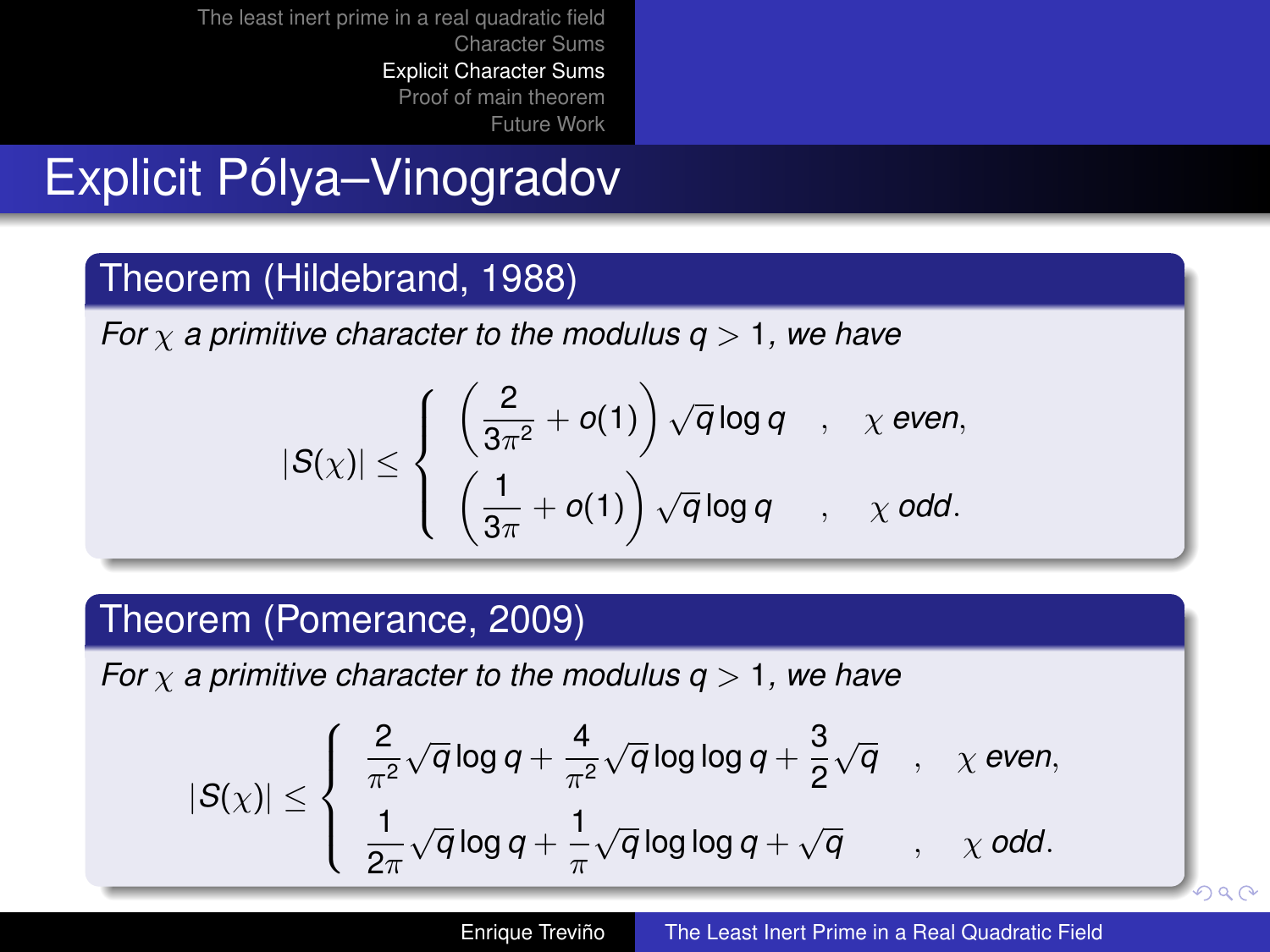# Explicit Pólya–Vinogradov

**Theorem (Hildebrand, 1988)**

*For $\chi$ a primitive character to the modulus $q > 1$, we have*

$$|S(\chi)| \leq \begin{cases} \left(\dfrac{2}{3\pi^2} + o(1)\right)\sqrt{q}\log q & , \quad \chi \text{ even}, \\ \left(\dfrac{1}{3\pi} + o(1)\right)\sqrt{q}\log q & , \quad \chi \text{ odd}. \end{cases}$$

**Theorem (Pomerance, 2009)**

*For $\chi$ a primitive character to the modulus $q > 1$, we have*

$$|S(\chi)| \leq \begin{cases} \dfrac{2}{\pi^2}\sqrt{q}\log q + \dfrac{4}{\pi^2}\sqrt{q}\log\log q + \dfrac{3}{2}\sqrt{q} & , \quad \chi \text{ even}, \\ \dfrac{1}{2\pi}\sqrt{q}\log q + \dfrac{1}{\pi}\sqrt{q}\log\log q + \sqrt{q} & , \quad \chi \text{ odd}. \end{cases}$$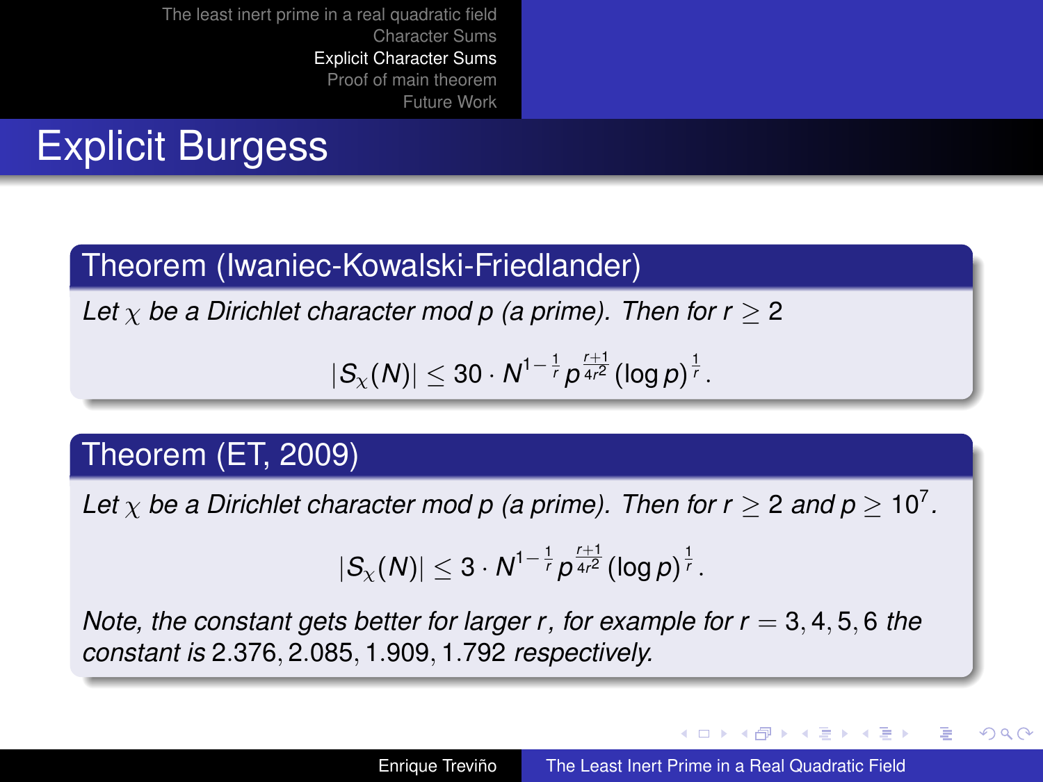# Explicit Burgess

**Theorem (Iwaniec-Kowalski-Friedlander)**

*Let $\chi$ be a Dirichlet character mod $p$ (a prime). Then for $r \geq 2$*

$$|S_\chi(N)| \leq 30 \cdot N^{1-\frac{1}{r}} p^{\frac{r+1}{4r^2}} (\log p)^{\frac{1}{r}}.$$

**Theorem (ET, 2009)**

*Let $\chi$ be a Dirichlet character mod $p$ (a prime). Then for $r \geq 2$ and $p \geq 10^7$.*

$$|S_\chi(N)| \leq 3 \cdot N^{1-\frac{1}{r}} p^{\frac{r+1}{4r^2}} (\log p)^{\frac{1}{r}}.$$

*Note, the constant gets better for larger $r$, for example for $r = 3, 4, 5, 6$ the constant is $2.376, 2.085, 1.909, 1.792$ respectively.*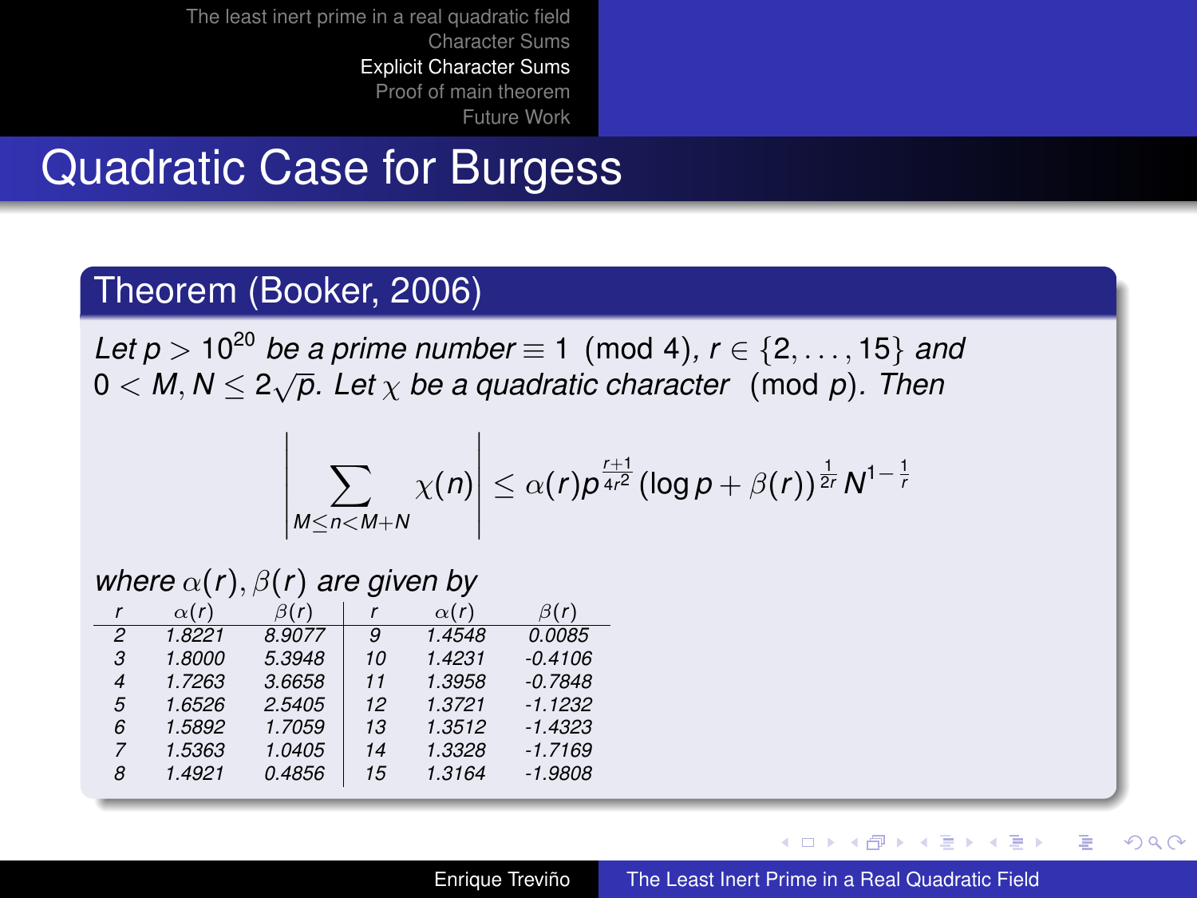# Quadratic Case for Burgess

## Theorem (Booker, 2006)

*Let $p > 10^{20}$ be a prime number $\equiv 1 \pmod 4$, $r \in \{2, \ldots, 15\}$ and $0 < M, N \le 2\sqrt{p}$. Let $\chi$ be a quadratic character $\pmod p$. Then*

$$\left| \sum_{M \le n < M+N} \chi(n) \right| \le \alpha(r) p^{\frac{r+1}{4r^2}} (\log p + \beta(r))^{\frac{1}{2r}} N^{1-\frac{1}{r}}$$

*where $\alpha(r), \beta(r)$ are given by*

| $r$ | $\alpha(r)$ | $\beta(r)$ | $r$ | $\alpha(r)$ | $\beta(r)$ |
|---|---|---|---|---|---|
| 2 | 1.8221 | 8.9077 | 9 | 1.4548 | 0.0085 |
| 3 | 1.8000 | 5.3948 | 10 | 1.4231 | -0.4106 |
| 4 | 1.7263 | 3.6658 | 11 | 1.3958 | -0.7848 |
| 5 | 1.6526 | 2.5405 | 12 | 1.3721 | -1.1232 |
| 6 | 1.5892 | 1.7059 | 13 | 1.3512 | -1.4323 |
| 7 | 1.5363 | 1.0405 | 14 | 1.3328 | -1.7169 |
| 8 | 1.4921 | 0.4856 | 15 | 1.3164 | -1.9808 |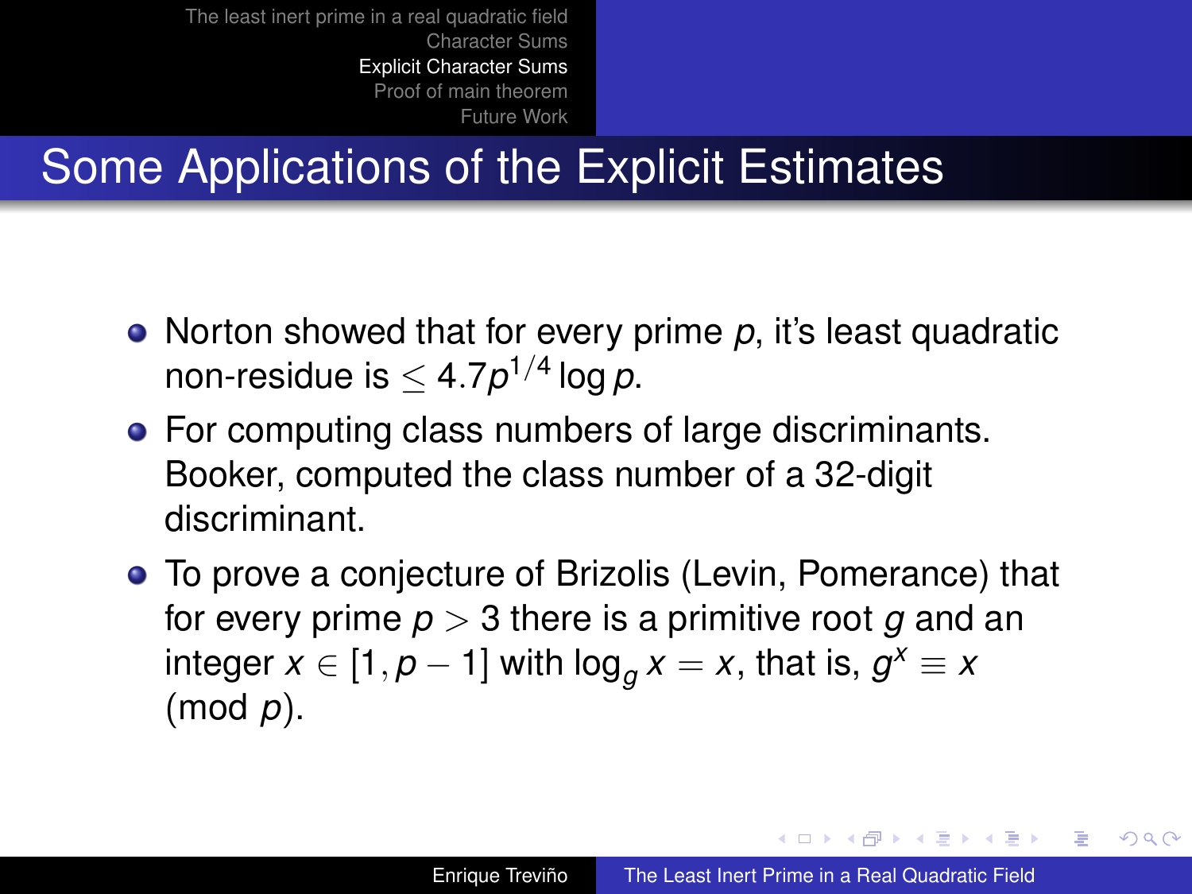# Some Applications of the Explicit Estimates

- Norton showed that for every prime $p$, it's least quadratic non-residue is $\leq 4.7p^{1/4}\log p$.
- For computing class numbers of large discriminants. Booker, computed the class number of a 32-digit discriminant.
- To prove a conjecture of Brizolis (Levin, Pomerance) that for every prime $p > 3$ there is a primitive root $g$ and an integer $x \in [1, p-1]$ with $\log_g x = x$, that is, $g^x \equiv x \pmod{p}$.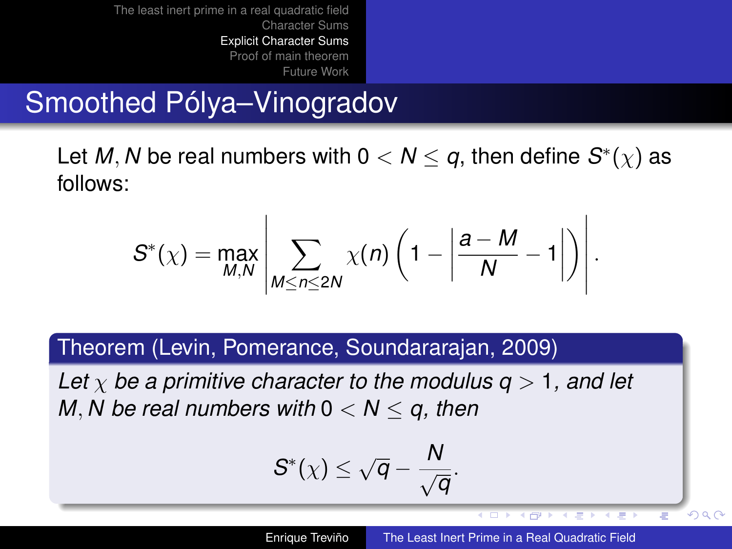# Smoothed Pólya–Vinogradov

Let $M, N$ be real numbers with $0 < N \leq q$, then define $S^*(\chi)$ as follows:

$$S^*(\chi) = \max_{M,N} \left| \sum_{M \leq n \leq 2N} \chi(n) \left( 1 - \left| \frac{a - M}{N} - 1 \right| \right) \right|.$$

**Theorem (Levin, Pomerance, Soundararajan, 2009)**

*Let $\chi$ be a primitive character to the modulus $q > 1$, and let $M, N$ be real numbers with $0 < N \leq q$, then*

$$S^*(\chi) \leq \sqrt{q} - \frac{N}{\sqrt{q}}.$$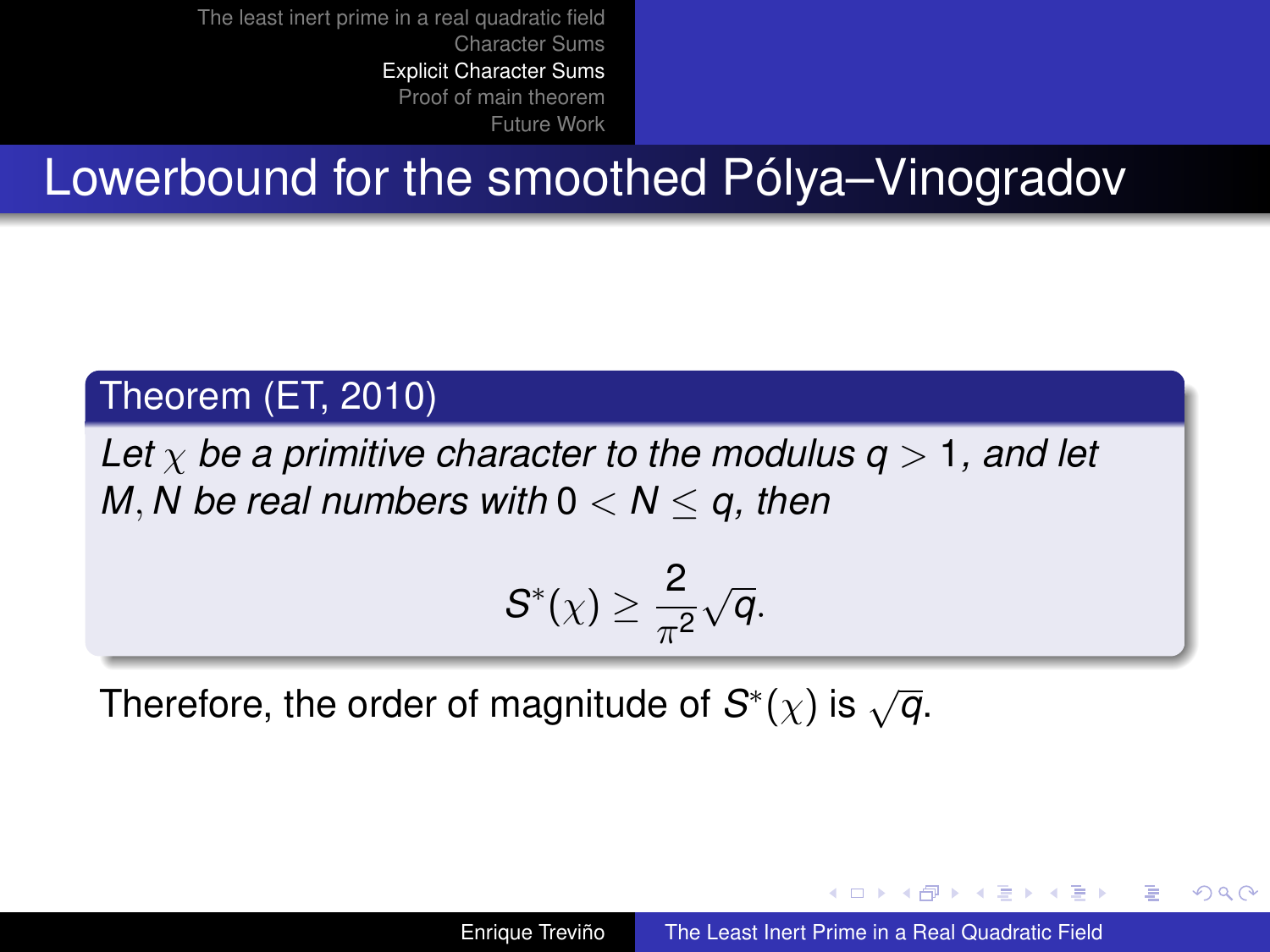# Lowerbound for the smoothed Pólya–Vinogradov

**Theorem (ET, 2010)**

*Let $\chi$ be a primitive character to the modulus $q > 1$, and let $M, N$ be real numbers with $0 < N \leq q$, then*

$$S^*(\chi) \geq \frac{2}{\pi^2}\sqrt{q}.$$

Therefore, the order of magnitude of $S^*(\chi)$ is $\sqrt{q}$.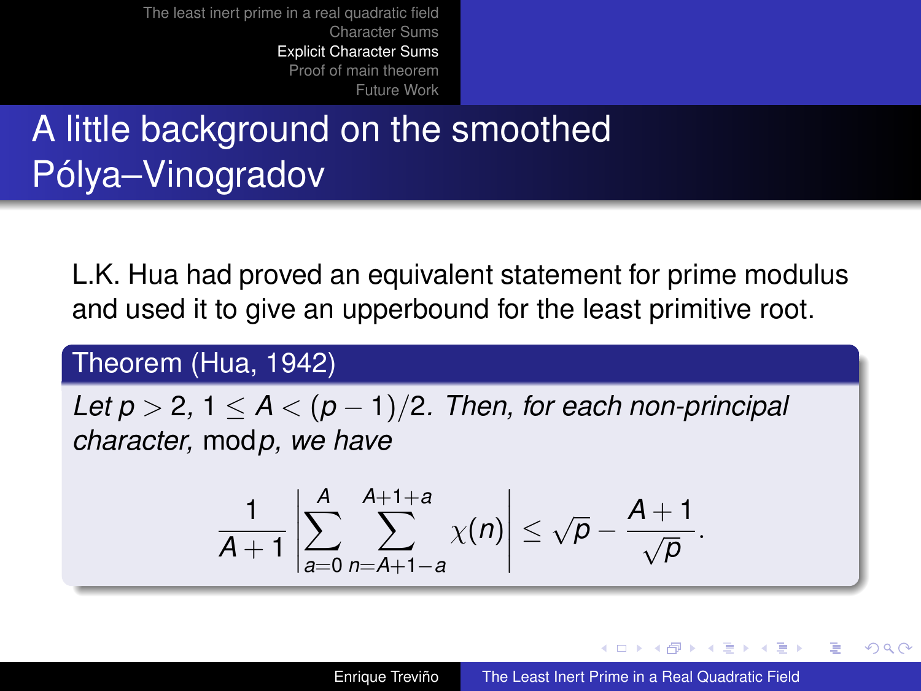# A little background on the smoothed Pólya–Vinogradov

L.K. Hua had proved an equivalent statement for prime modulus and used it to give an upperbound for the least primitive root.

**Theorem (Hua, 1942)**

*Let $p > 2$, $1 \leq A < (p-1)/2$. Then, for each non-principal character,* $\bmod p$*, we have*

$$\frac{1}{A+1}\left|\sum_{a=0}^{A}\sum_{n=A+1-a}^{A+1+a}\chi(n)\right| \leq \sqrt{p} - \frac{A+1}{\sqrt{p}}.$$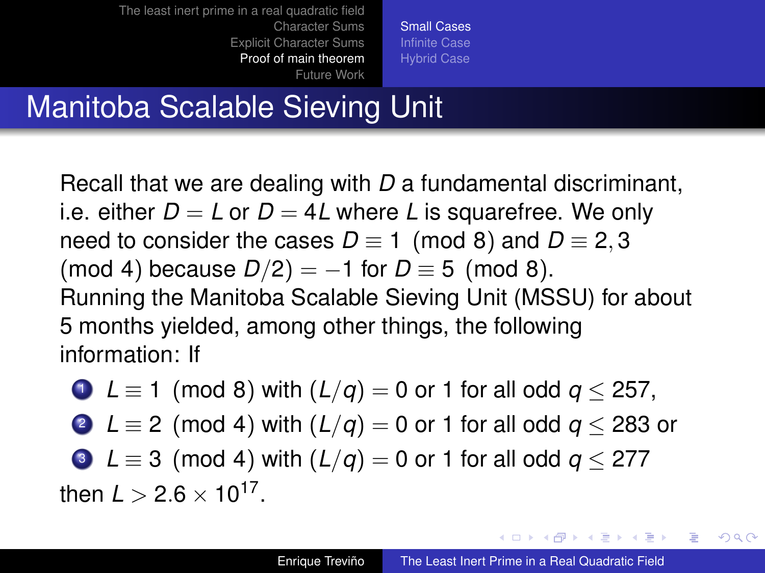# Manitoba Scalable Sieving Unit

Recall that we are dealing with $D$ a fundamental discriminant, i.e. either $D = L$ or $D = 4L$ where $L$ is squarefree. We only need to consider the cases $D \equiv 1 \pmod 8$ and $D \equiv 2, 3 \pmod 4$ because $D/2) = -1$ for $D \equiv 5 \pmod 8$.

Running the Manitoba Scalable Sieving Unit (MSSU) for about 5 months yielded, among other things, the following information: If

1. $L \equiv 1 \pmod 8$ with $(L/q) = 0$ or $1$ for all odd $q \leq 257$,
2. $L \equiv 2 \pmod 4$ with $(L/q) = 0$ or $1$ for all odd $q \leq 283$ or
3. $L \equiv 3 \pmod 4$ with $(L/q) = 0$ or $1$ for all odd $q \leq 277$

then $L > 2.6 \times 10^{17}$.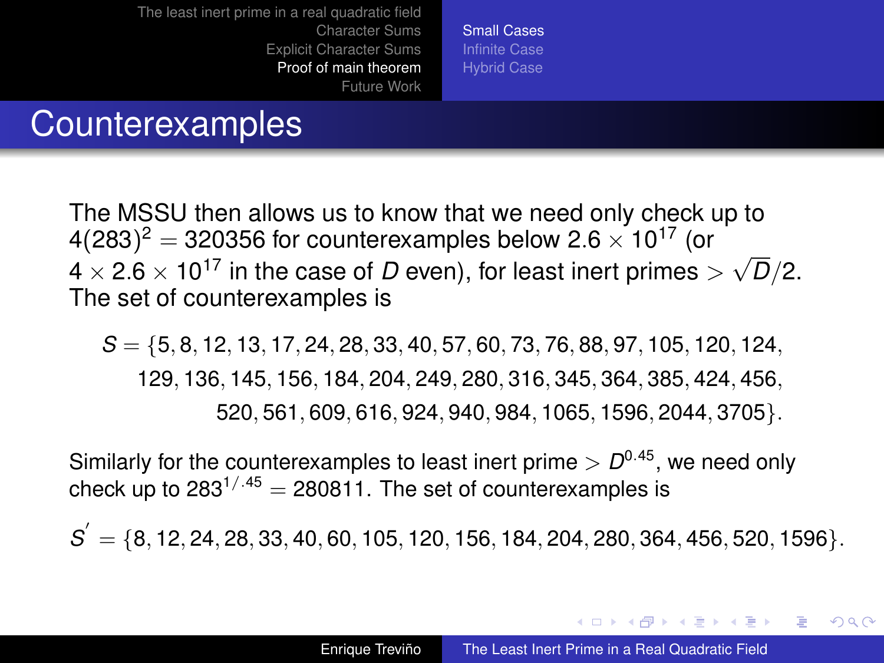# Counterexamples

The MSSU then allows us to know that we need only check up to $4(283)^2 = 320356$ for counterexamples below $2.6 \times 10^{17}$ (or $4 \times 2.6 \times 10^{17}$ in the case of $D$ even), for least inert primes $> \sqrt{D}/2$. The set of counterexamples is

$$S = \{5, 8, 12, 13, 17, 24, 28, 33, 40, 57, 60, 73, 76, 88, 97, 105, 120, 124, 129, 136, 145, 156, 184, 204, 249, 280, 316, 345, 364, 385, 424, 456, 520, 561, 609, 616, 924, 940, 984, 1065, 1596, 2044, 3705\}.$$

Similarly for the counterexamples to least inert prime $> D^{0.45}$, we need only check up to $283^{1/.45} = 280811$. The set of counterexamples is

$$S' = \{8, 12, 24, 28, 33, 40, 60, 105, 120, 156, 184, 204, 280, 364, 456, 520, 1596\}.$$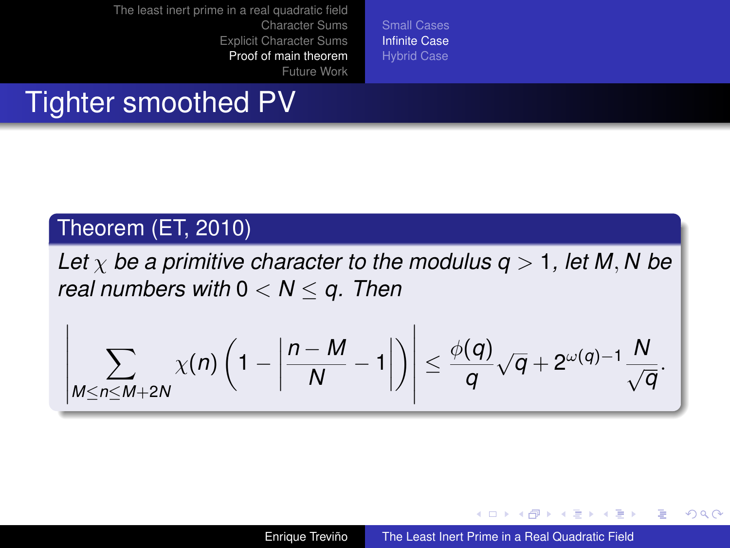# Tighter smoothed PV

**Theorem (ET, 2010)**

*Let $\chi$ be a primitive character to the modulus $q > 1$, let $M, N$ be real numbers with $0 < N \leq q$. Then*

$$\left| \sum_{M \leq n \leq M+2N} \chi(n) \left( 1 - \left| \frac{n - M}{N} - 1 \right| \right) \right| \leq \frac{\phi(q)}{q} \sqrt{q} + 2^{\omega(q)-1} \frac{N}{\sqrt{q}}.$$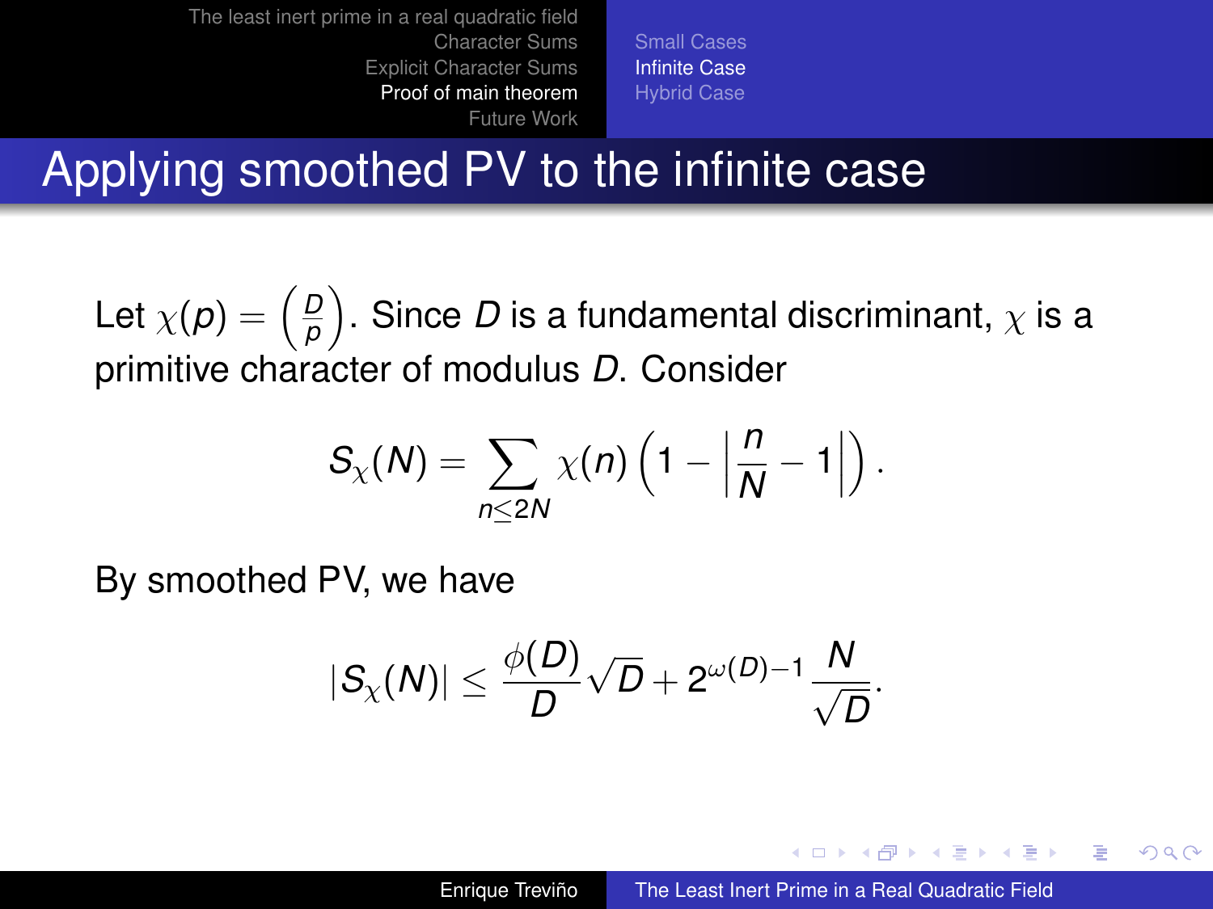# Applying smoothed PV to the infinite case

Let $\chi(p) = \left(\frac{D}{p}\right)$. Since $D$ is a fundamental discriminant, $\chi$ is a primitive character of modulus $D$. Consider

$$S_\chi(N) = \sum_{n \leq 2N} \chi(n) \left(1 - \left|\frac{n}{N} - 1\right|\right).$$

By smoothed PV, we have

$$|S_\chi(N)| \leq \frac{\phi(D)}{D}\sqrt{D} + 2^{\omega(D)-1}\frac{N}{\sqrt{D}}.$$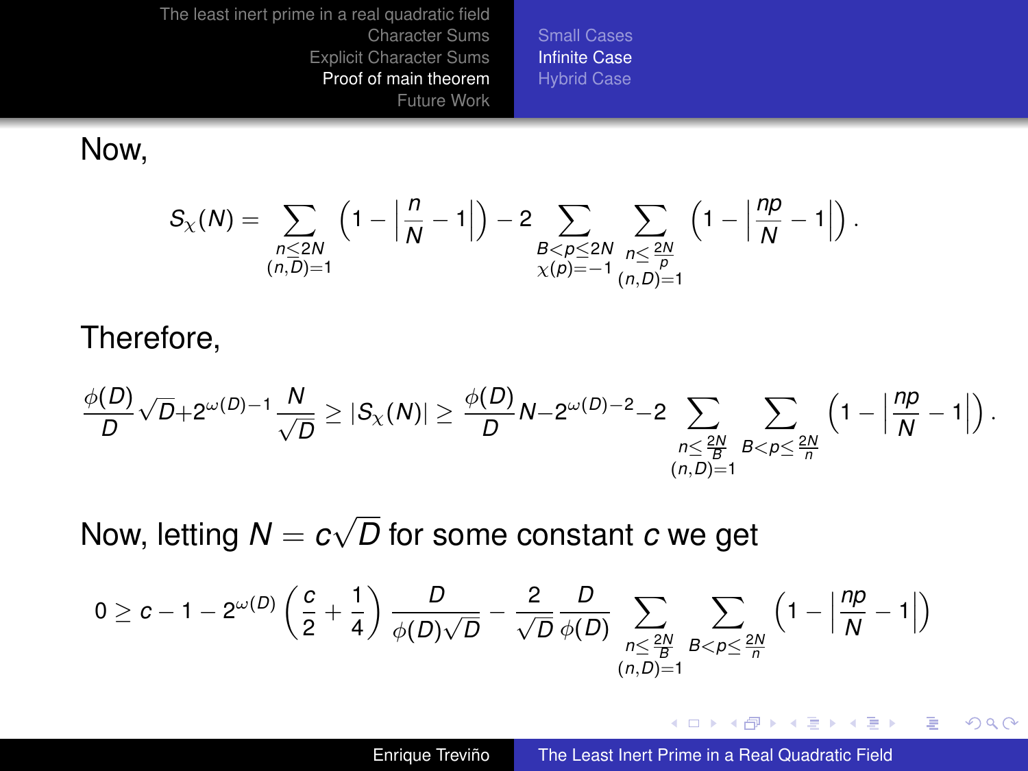Now,

$$S_\chi(N) = \sum_{\substack{n \leq 2N \\ (n,D)=1}} \left(1 - \left|\frac{n}{N} - 1\right|\right) - 2 \sum_{\substack{B < p \leq 2N \\ \chi(p)=-1}} \sum_{\substack{n \leq \frac{2N}{p} \\ (n,D)=1}} \left(1 - \left|\frac{np}{N} - 1\right|\right).$$

Therefore,

$$\frac{\phi(D)}{D}\sqrt{D} + 2^{\omega(D)-1}\frac{N}{\sqrt{D}} \geq |S_\chi(N)| \geq \frac{\phi(D)}{D}N - 2^{\omega(D)-2} - 2 \sum_{\substack{n \leq \frac{2N}{B} \\ (n,D)=1}} \sum_{B < p \leq \frac{2N}{n}} \left(1 - \left|\frac{np}{N} - 1\right|\right).$$

Now, letting $N = c\sqrt{D}$ for some constant $c$ we get

$$0 \geq c - 1 - 2^{\omega(D)}\left(\frac{c}{2} + \frac{1}{4}\right)\frac{D}{\phi(D)\sqrt{D}} - \frac{2}{\sqrt{D}}\frac{D}{\phi(D)} \sum_{\substack{n \leq \frac{2N}{B} \\ (n,D)=1}} \sum_{B < p \leq \frac{2N}{n}} \left(1 - \left|\frac{np}{N} - 1\right|\right)$$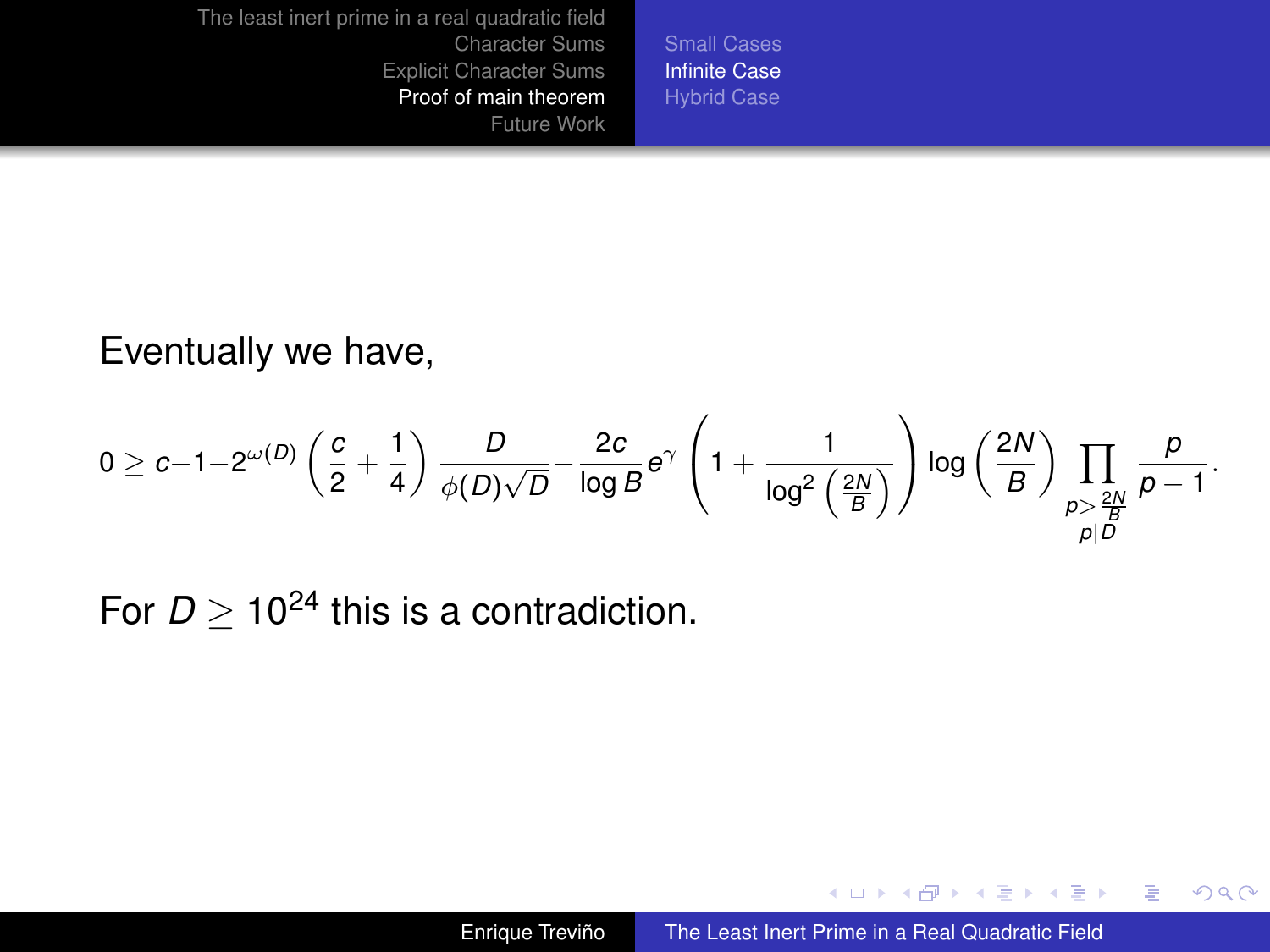Eventually we have,

$$0 \geq c - 1 - 2^{\omega(D)} \left( \frac{c}{2} + \frac{1}{4} \right) \frac{D}{\phi(D)\sqrt{D}} - \frac{2c}{\log B} e^{\gamma} \left( 1 + \frac{1}{\log^2 \left( \frac{2N}{B} \right)} \right) \log \left( \frac{2N}{B} \right) \prod_{\substack{p > \frac{2N}{B} \\ p \mid D}} \frac{p}{p-1}.$$

For $D \geq 10^{24}$ this is a contradiction.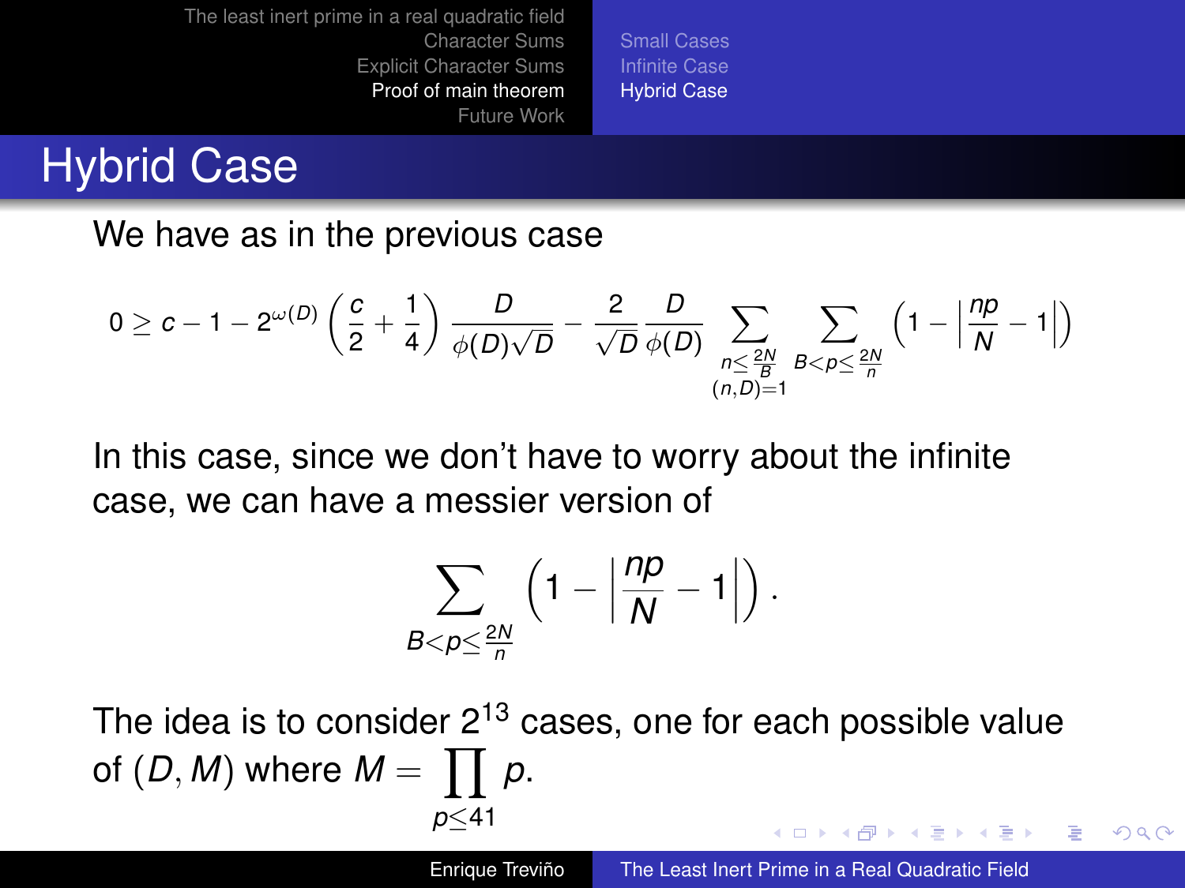# Hybrid Case

We have as in the previous case

$$0 \geq c - 1 - 2^{\omega(D)} \left(\frac{c}{2} + \frac{1}{4}\right) \frac{D}{\phi(D)\sqrt{D}} - \frac{2}{\sqrt{D}} \frac{D}{\phi(D)} \sum_{\substack{n \leq \frac{2N}{B} \\ (n,D)=1}} \sum_{B < p \leq \frac{2N}{n}} \left(1 - \left|\frac{np}{N} - 1\right|\right)$$

In this case, since we don't have to worry about the infinite case, we can have a messier version of

$$\sum_{B < p \leq \frac{2N}{n}} \left(1 - \left|\frac{np}{N} - 1\right|\right).$$

The idea is to consider $2^{13}$ cases, one for each possible value of $(D, M)$ where $M = \prod_{p \leq 41} p$.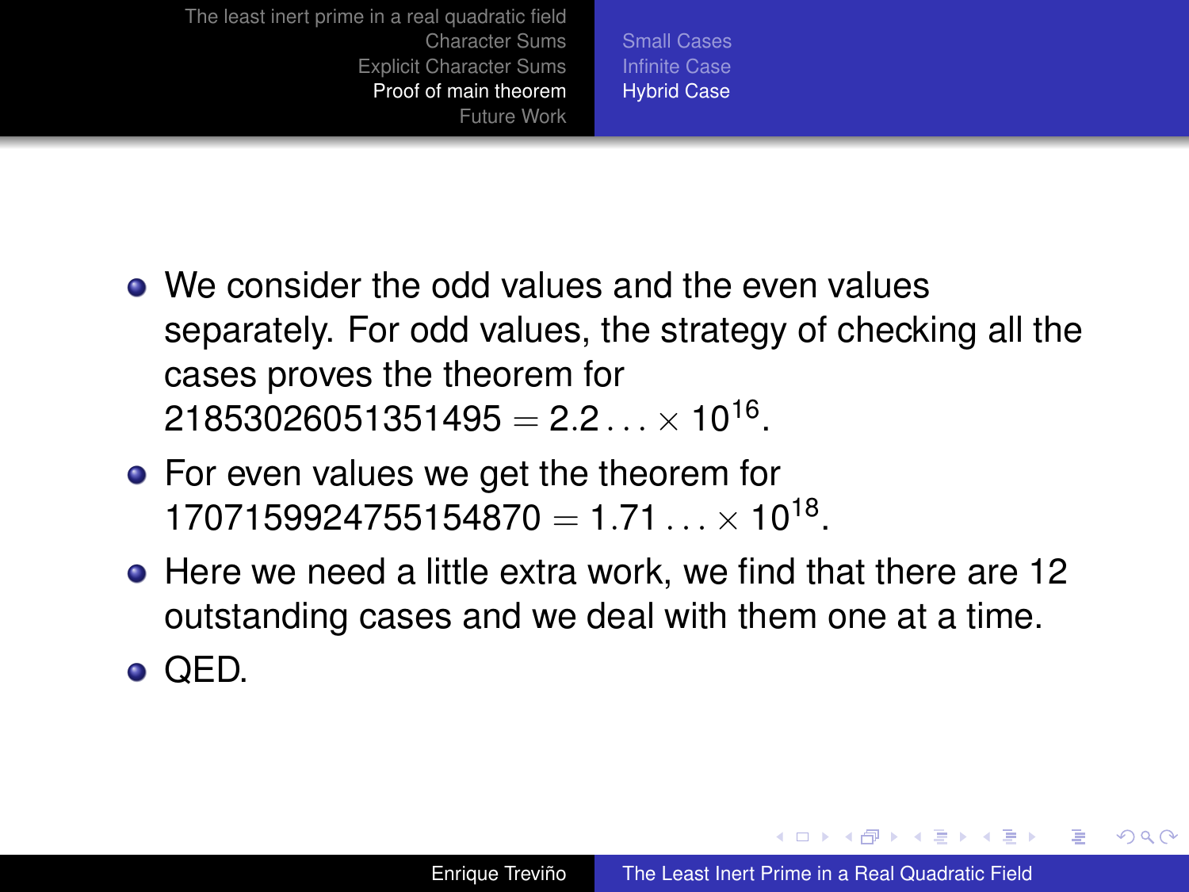- We consider the odd values and the even values separately. For odd values, the strategy of checking all the cases proves the theorem for $21853026051351495 = 2.2\ldots \times 10^{16}$.
- For even values we get the theorem for $1707159924755154870 = 1.71\ldots \times 10^{18}$.
- Here we need a little extra work, we find that there are 12 outstanding cases and we deal with them one at a time.
- QED.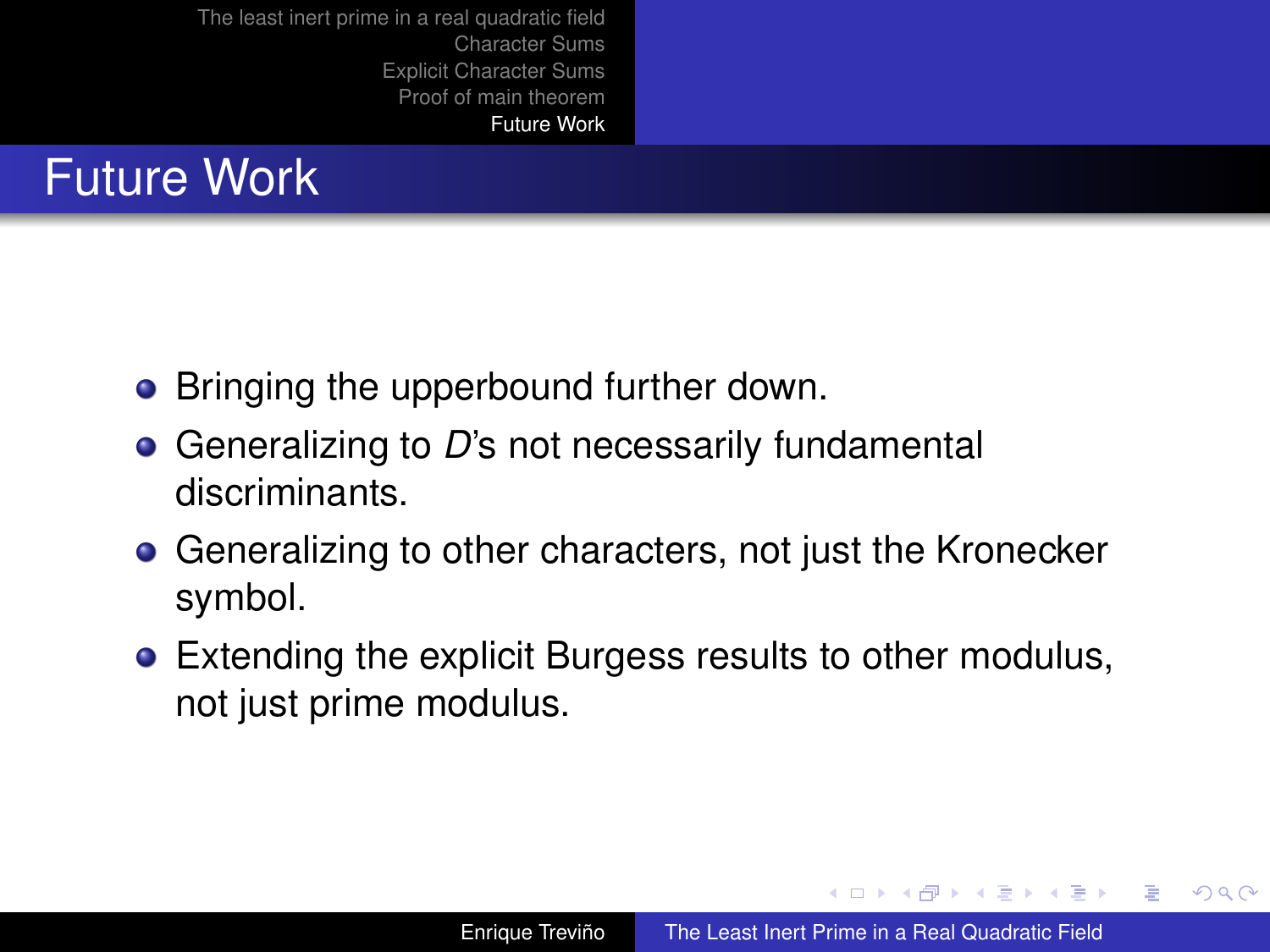# Future Work

- Bringing the upperbound further down.
- Generalizing to $D$'s not necessarily fundamental discriminants.
- Generalizing to other characters, not just the Kronecker symbol.
- Extending the explicit Burgess results to other modulus, not just prime modulus.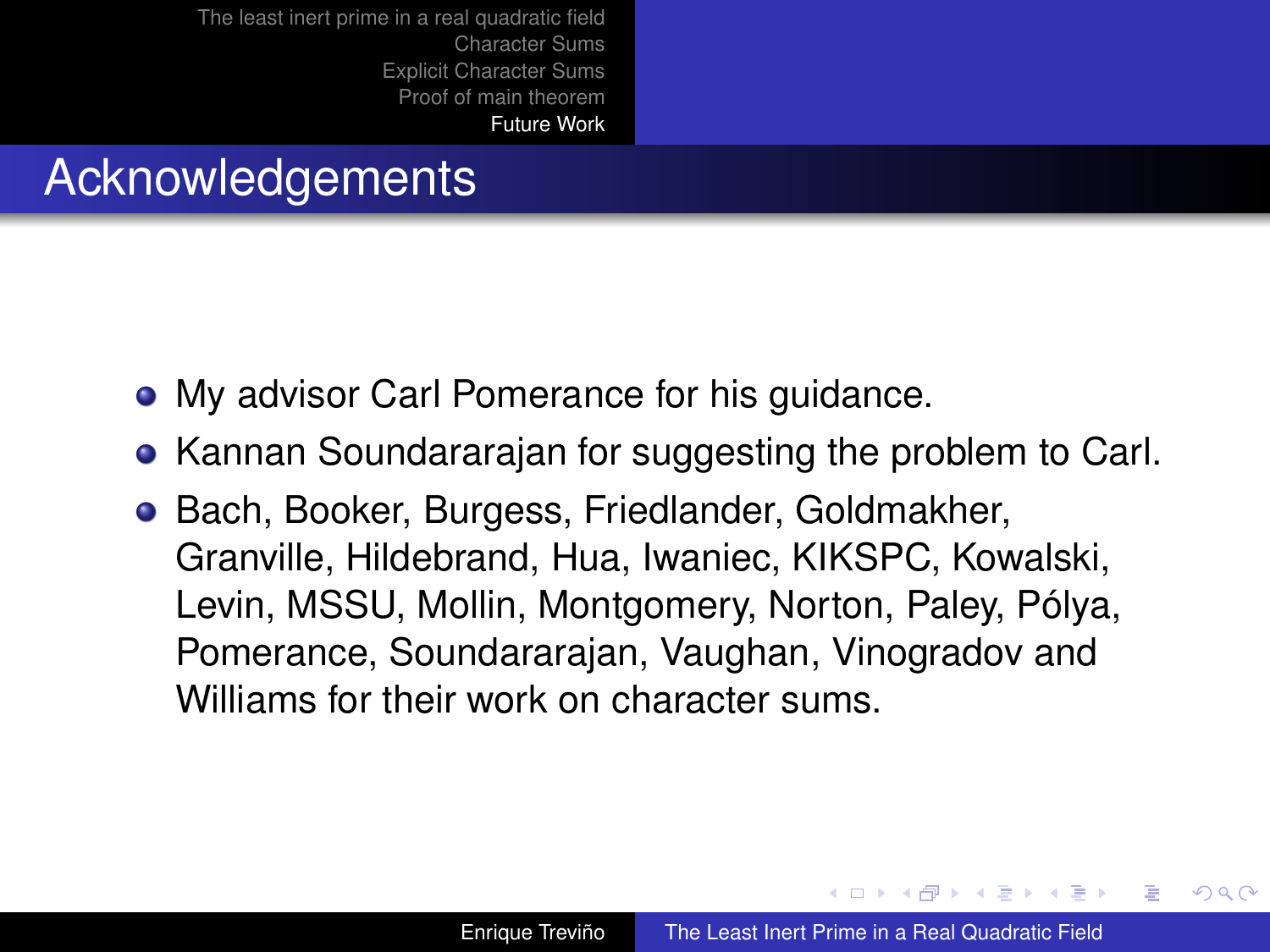## Acknowledgements

- My advisor Carl Pomerance for his guidance.
- Kannan Soundararajan for suggesting the problem to Carl.
- Bach, Booker, Burgess, Friedlander, Goldmakher, Granville, Hildebrand, Hua, Iwaniec, KIKSPC, Kowalski, Levin, MSSU, Mollin, Montgomery, Norton, Paley, Pólya, Pomerance, Soundararajan, Vaughan, Vinogradov and Williams for their work on character sums.